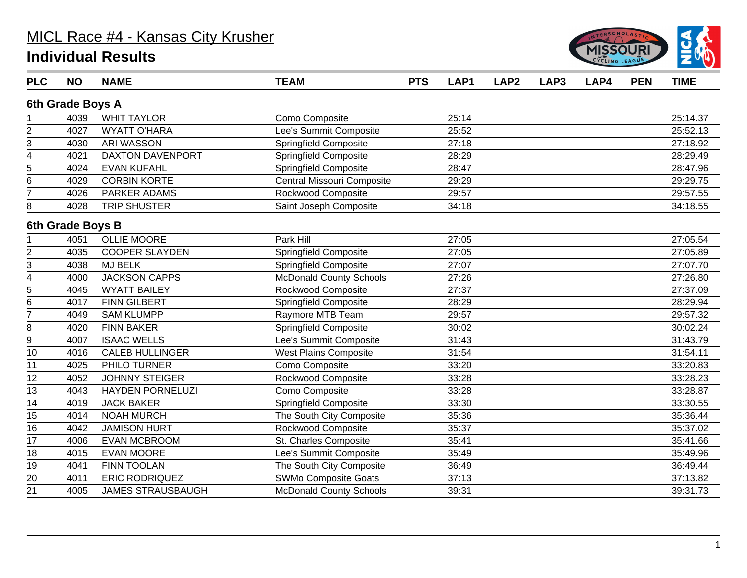# MICL Race #4 - Kansas City Krusher

## Individual Results

### 6th Grade Boys A

| PLC | NO | NAME | TEAM | PTS | LAP1 | LAP2 | LAP3 | LAP4 | PEN | TIME |
|---|---|---|---|---|---|---|---|---|---|---|
| 1 | 4039 | WHIT TAYLOR | Como Composite | | 25:14 | | | | | 25:14.37 |
| 2 | 4027 | WYATT O'HARA | Lee's Summit Composite | | 25:52 | | | | | 25:52.13 |
| 3 | 4030 | ARI WASSON | Springfield Composite | | 27:18 | | | | | 27:18.92 |
| 4 | 4021 | DAXTON DAVENPORT | Springfield Composite | | 28:29 | | | | | 28:29.49 |
| 5 | 4024 | EVAN KUFAHL | Springfield Composite | | 28:47 | | | | | 28:47.96 |
| 6 | 4029 | CORBIN KORTE | Central Missouri Composite | | 29:29 | | | | | 29:29.75 |
| 7 | 4026 | PARKER ADAMS | Rockwood Composite | | 29:57 | | | | | 29:57.55 |
| 8 | 4028 | TRIP SHUSTER | Saint Joseph Composite | | 34:18 | | | | | 34:18.55 |

### 6th Grade Boys B

| PLC | NO | NAME | TEAM | PTS | LAP1 | LAP2 | LAP3 | LAP4 | PEN | TIME |
|---|---|---|---|---|---|---|---|---|---|---|
| 1 | 4051 | OLLIE MOORE | Park Hill | | 27:05 | | | | | 27:05.54 |
| 2 | 4035 | COOPER SLAYDEN | Springfield Composite | | 27:05 | | | | | 27:05.89 |
| 3 | 4038 | MJ BELK | Springfield Composite | | 27:07 | | | | | 27:07.70 |
| 4 | 4000 | JACKSON CAPPS | McDonald County Schools | | 27:26 | | | | | 27:26.80 |
| 5 | 4045 | WYATT BAILEY | Rockwood Composite | | 27:37 | | | | | 27:37.09 |
| 6 | 4017 | FINN GILBERT | Springfield Composite | | 28:29 | | | | | 28:29.94 |
| 7 | 4049 | SAM KLUMPP | Raymore MTB Team | | 29:57 | | | | | 29:57.32 |
| 8 | 4020 | FINN BAKER | Springfield Composite | | 30:02 | | | | | 30:02.24 |
| 9 | 4007 | ISAAC WELLS | Lee's Summit Composite | | 31:43 | | | | | 31:43.79 |
| 10 | 4016 | CALEB HULLINGER | West Plains Composite | | 31:54 | | | | | 31:54.11 |
| 11 | 4025 | PHILO TURNER | Como Composite | | 33:20 | | | | | 33:20.83 |
| 12 | 4052 | JOHNNY STEIGER | Rockwood Composite | | 33:28 | | | | | 33:28.23 |
| 13 | 4043 | HAYDEN PORNELUZI | Como Composite | | 33:28 | | | | | 33:28.87 |
| 14 | 4019 | JACK BAKER | Springfield Composite | | 33:30 | | | | | 33:30.55 |
| 15 | 4014 | NOAH MURCH | The South City Composite | | 35:36 | | | | | 35:36.44 |
| 16 | 4042 | JAMISON HURT | Rockwood Composite | | 35:37 | | | | | 35:37.02 |
| 17 | 4006 | EVAN MCBROOM | St. Charles Composite | | 35:41 | | | | | 35:41.66 |
| 18 | 4015 | EVAN MOORE | Lee's Summit Composite | | 35:49 | | | | | 35:49.96 |
| 19 | 4041 | FINN TOOLAN | The South City Composite | | 36:49 | | | | | 36:49.44 |
| 20 | 4011 | ERIC RODRIQUEZ | SWMo Composite Goats | | 37:13 | | | | | 37:13.82 |
| 21 | 4005 | JAMES STRAUSBAUGH | McDonald County Schools | | 39:31 | | | | | 39:31.73 |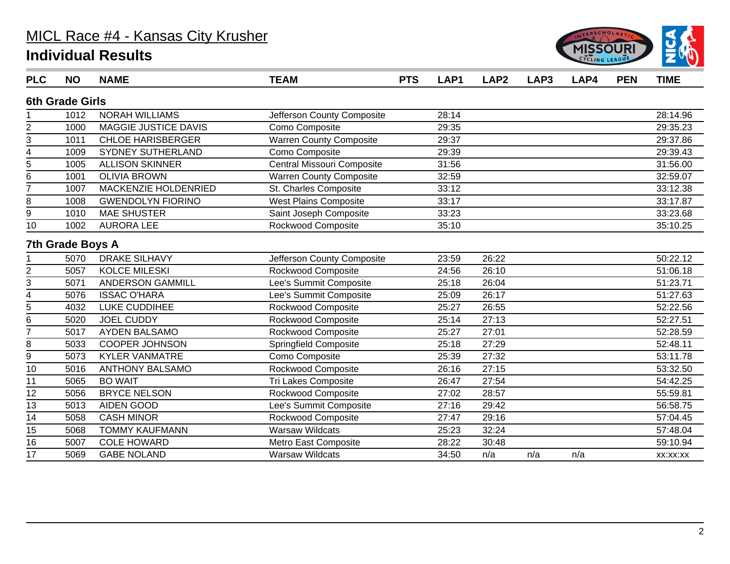# MICL Race #4 - Kansas City Krusher

## Individual Results

| PLC | NO | NAME | TEAM | PTS | LAP1 | LAP2 | LAP3 | LAP4 | PEN | TIME |
|---|---|---|---|---|---|---|---|---|---|---|
| **6th Grade Girls** | | | | | | | | | | |
| 1 | 1012 | NORAH WILLIAMS | Jefferson County Composite | | 28:14 | | | | | 28:14.96 |
| 2 | 1000 | MAGGIE JUSTICE DAVIS | Como Composite | | 29:35 | | | | | 29:35.23 |
| 3 | 1011 | CHLOE HARISBERGER | Warren County Composite | | 29:37 | | | | | 29:37.86 |
| 4 | 1009 | SYDNEY SUTHERLAND | Como Composite | | 29:39 | | | | | 29:39.43 |
| 5 | 1005 | ALLISON SKINNER | Central Missouri Composite | | 31:56 | | | | | 31:56.00 |
| 6 | 1001 | OLIVIA BROWN | Warren County Composite | | 32:59 | | | | | 32:59.07 |
| 7 | 1007 | MACKENZIE HOLDENRIED | St. Charles Composite | | 33:12 | | | | | 33:12.38 |
| 8 | 1008 | GWENDOLYN FIORINO | West Plains Composite | | 33:17 | | | | | 33:17.87 |
| 9 | 1010 | MAE SHUSTER | Saint Joseph Composite | | 33:23 | | | | | 33:23.68 |
| 10 | 1002 | AURORA LEE | Rockwood Composite | | 35:10 | | | | | 35:10.25 |
| **7th Grade Boys A** | | | | | | | | | | |
| 1 | 5070 | DRAKE SILHAVY | Jefferson County Composite | | 23:59 | 26:22 | | | | 50:22.12 |
| 2 | 5057 | KOLCE MILESKI | Rockwood Composite | | 24:56 | 26:10 | | | | 51:06.18 |
| 3 | 5071 | ANDERSON GAMMILL | Lee's Summit Composite | | 25:18 | 26:04 | | | | 51:23.71 |
| 4 | 5076 | ISSAC O'HARA | Lee's Summit Composite | | 25:09 | 26:17 | | | | 51:27.63 |
| 5 | 4032 | LUKE CUDDIHEE | Rockwood Composite | | 25:27 | 26:55 | | | | 52:22.56 |
| 6 | 5020 | JOEL CUDDY | Rockwood Composite | | 25:14 | 27:13 | | | | 52:27.51 |
| 7 | 5017 | AYDEN BALSAMO | Rockwood Composite | | 25:27 | 27:01 | | | | 52:28.59 |
| 8 | 5033 | COOPER JOHNSON | Springfield Composite | | 25:18 | 27:29 | | | | 52:48.11 |
| 9 | 5073 | KYLER VANMATRE | Como Composite | | 25:39 | 27:32 | | | | 53:11.78 |
| 10 | 5016 | ANTHONY BALSAMO | Rockwood Composite | | 26:16 | 27:15 | | | | 53:32.50 |
| 11 | 5065 | BO WAIT | Tri Lakes Composite | | 26:47 | 27:54 | | | | 54:42.25 |
| 12 | 5056 | BRYCE NELSON | Rockwood Composite | | 27:02 | 28:57 | | | | 55:59.81 |
| 13 | 5013 | AIDEN GOOD | Lee's Summit Composite | | 27:16 | 29:42 | | | | 56:58.75 |
| 14 | 5058 | CASH MINOR | Rockwood Composite | | 27:47 | 29:16 | | | | 57:04.45 |
| 15 | 5068 | TOMMY KAUFMANN | Warsaw Wildcats | | 25:23 | 32:24 | | | | 57:48.04 |
| 16 | 5007 | COLE HOWARD | Metro East Composite | | 28:22 | 30:48 | | | | 59:10.94 |
| 17 | 5069 | GABE NOLAND | Warsaw Wildcats | | 34:50 | n/a | n/a | n/a | | xx:xx:xx |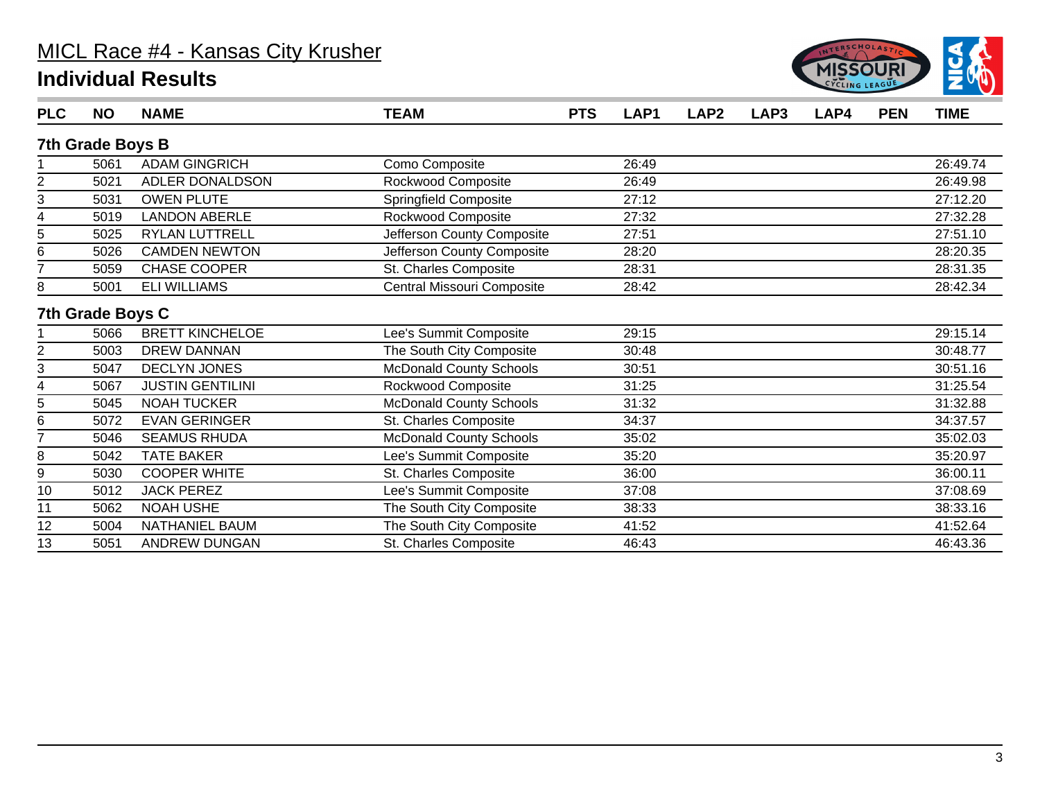# MICL Race #4 - Kansas City Krusher

## Individual Results

### 7th Grade Boys B

| PLC | NO | NAME | TEAM | PTS | LAP1 | LAP2 | LAP3 | LAP4 | PEN | TIME |
|---|---|---|---|---|---|---|---|---|---|---|
| 1 | 5061 | ADAM GINGRICH | Como Composite | | 26:49 | | | | | 26:49.74 |
| 2 | 5021 | ADLER DONALDSON | Rockwood Composite | | 26:49 | | | | | 26:49.98 |
| 3 | 5031 | OWEN PLUTE | Springfield Composite | | 27:12 | | | | | 27:12.20 |
| 4 | 5019 | LANDON ABERLE | Rockwood Composite | | 27:32 | | | | | 27:32.28 |
| 5 | 5025 | RYLAN LUTTRELL | Jefferson County Composite | | 27:51 | | | | | 27:51.10 |
| 6 | 5026 | CAMDEN NEWTON | Jefferson County Composite | | 28:20 | | | | | 28:20.35 |
| 7 | 5059 | CHASE COOPER | St. Charles Composite | | 28:31 | | | | | 28:31.35 |
| 8 | 5001 | ELI WILLIAMS | Central Missouri Composite | | 28:42 | | | | | 28:42.34 |

### 7th Grade Boys C

| PLC | NO | NAME | TEAM | PTS | LAP1 | LAP2 | LAP3 | LAP4 | PEN | TIME |
|---|---|---|---|---|---|---|---|---|---|---|
| 1 | 5066 | BRETT KINCHELOE | Lee's Summit Composite | | 29:15 | | | | | 29:15.14 |
| 2 | 5003 | DREW DANNAN | The South City Composite | | 30:48 | | | | | 30:48.77 |
| 3 | 5047 | DECLYN JONES | McDonald County Schools | | 30:51 | | | | | 30:51.16 |
| 4 | 5067 | JUSTIN GENTILINI | Rockwood Composite | | 31:25 | | | | | 31:25.54 |
| 5 | 5045 | NOAH TUCKER | McDonald County Schools | | 31:32 | | | | | 31:32.88 |
| 6 | 5072 | EVAN GERINGER | St. Charles Composite | | 34:37 | | | | | 34:37.57 |
| 7 | 5046 | SEAMUS RHUDA | McDonald County Schools | | 35:02 | | | | | 35:02.03 |
| 8 | 5042 | TATE BAKER | Lee's Summit Composite | | 35:20 | | | | | 35:20.97 |
| 9 | 5030 | COOPER WHITE | St. Charles Composite | | 36:00 | | | | | 36:00.11 |
| 10 | 5012 | JACK PEREZ | Lee's Summit Composite | | 37:08 | | | | | 37:08.69 |
| 11 | 5062 | NOAH USHE | The South City Composite | | 38:33 | | | | | 38:33.16 |
| 12 | 5004 | NATHANIEL BAUM | The South City Composite | | 41:52 | | | | | 41:52.64 |
| 13 | 5051 | ANDREW DUNGAN | St. Charles Composite | | 46:43 | | | | | 46:43.36 |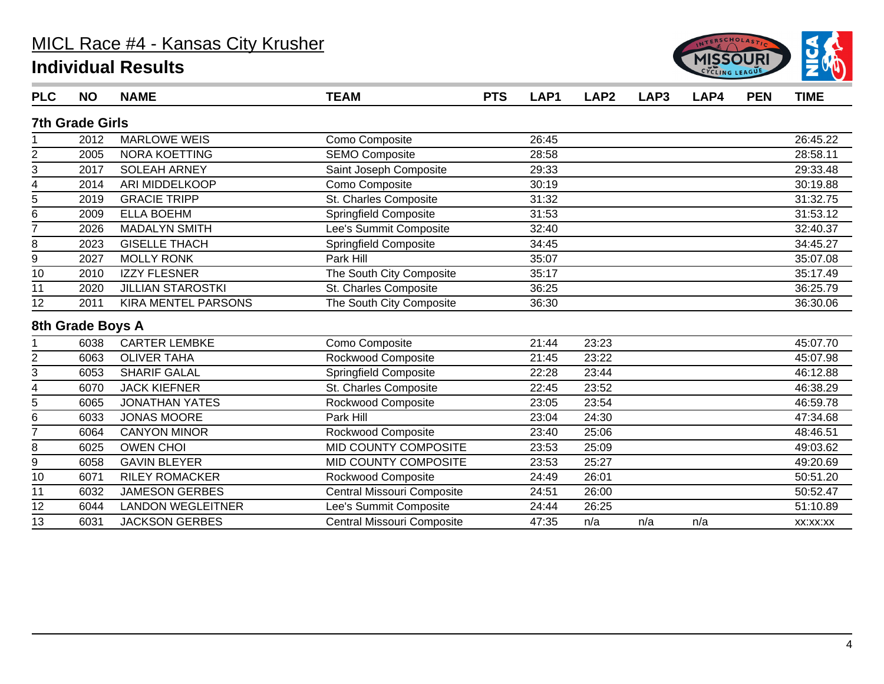# MICL Race #4 - Kansas City Krusher

## Individual Results

| PLC | NO | NAME | TEAM | PTS | LAP1 | LAP2 | LAP3 | LAP4 | PEN | TIME |
|---|---|---|---|---|---|---|---|---|---|---|
| **7th Grade Girls** | | | | | | | | | | |
| 1 | 2012 | MARLOWE WEIS | Como Composite | | 26:45 | | | | | 26:45.22 |
| 2 | 2005 | NORA KOETTING | SEMO Composite | | 28:58 | | | | | 28:58.11 |
| 3 | 2017 | SOLEAH ARNEY | Saint Joseph Composite | | 29:33 | | | | | 29:33.48 |
| 4 | 2014 | ARI MIDDELKOOP | Como Composite | | 30:19 | | | | | 30:19.88 |
| 5 | 2019 | GRACIE TRIPP | St. Charles Composite | | 31:32 | | | | | 31:32.75 |
| 6 | 2009 | ELLA BOEHM | Springfield Composite | | 31:53 | | | | | 31:53.12 |
| 7 | 2026 | MADALYN SMITH | Lee's Summit Composite | | 32:40 | | | | | 32:40.37 |
| 8 | 2023 | GISELLE THACH | Springfield Composite | | 34:45 | | | | | 34:45.27 |
| 9 | 2027 | MOLLY RONK | Park Hill | | 35:07 | | | | | 35:07.08 |
| 10 | 2010 | IZZY FLESNER | The South City Composite | | 35:17 | | | | | 35:17.49 |
| 11 | 2020 | JILLIAN STAROSTKI | St. Charles Composite | | 36:25 | | | | | 36:25.79 |
| 12 | 2011 | KIRA MENTEL PARSONS | The South City Composite | | 36:30 | | | | | 36:30.06 |
| **8th Grade Boys A** | | | | | | | | | | |
| 1 | 6038 | CARTER LEMBKE | Como Composite | | 21:44 | 23:23 | | | | 45:07.70 |
| 2 | 6063 | OLIVER TAHA | Rockwood Composite | | 21:45 | 23:22 | | | | 45:07.98 |
| 3 | 6053 | SHARIF GALAL | Springfield Composite | | 22:28 | 23:44 | | | | 46:12.88 |
| 4 | 6070 | JACK KIEFNER | St. Charles Composite | | 22:45 | 23:52 | | | | 46:38.29 |
| 5 | 6065 | JONATHAN YATES | Rockwood Composite | | 23:05 | 23:54 | | | | 46:59.78 |
| 6 | 6033 | JONAS MOORE | Park Hill | | 23:04 | 24:30 | | | | 47:34.68 |
| 7 | 6064 | CANYON MINOR | Rockwood Composite | | 23:40 | 25:06 | | | | 48:46.51 |
| 8 | 6025 | OWEN CHOI | MID COUNTY COMPOSITE | | 23:53 | 25:09 | | | | 49:03.62 |
| 9 | 6058 | GAVIN BLEYER | MID COUNTY COMPOSITE | | 23:53 | 25:27 | | | | 49:20.69 |
| 10 | 6071 | RILEY ROMACKER | Rockwood Composite | | 24:49 | 26:01 | | | | 50:51.20 |
| 11 | 6032 | JAMESON GERBES | Central Missouri Composite | | 24:51 | 26:00 | | | | 50:52.47 |
| 12 | 6044 | LANDON WEGLEITNER | Lee's Summit Composite | | 24:44 | 26:25 | | | | 51:10.89 |
| 13 | 6031 | JACKSON GERBES | Central Missouri Composite | | 47:35 | n/a | n/a | n/a | | xx:xx:xx |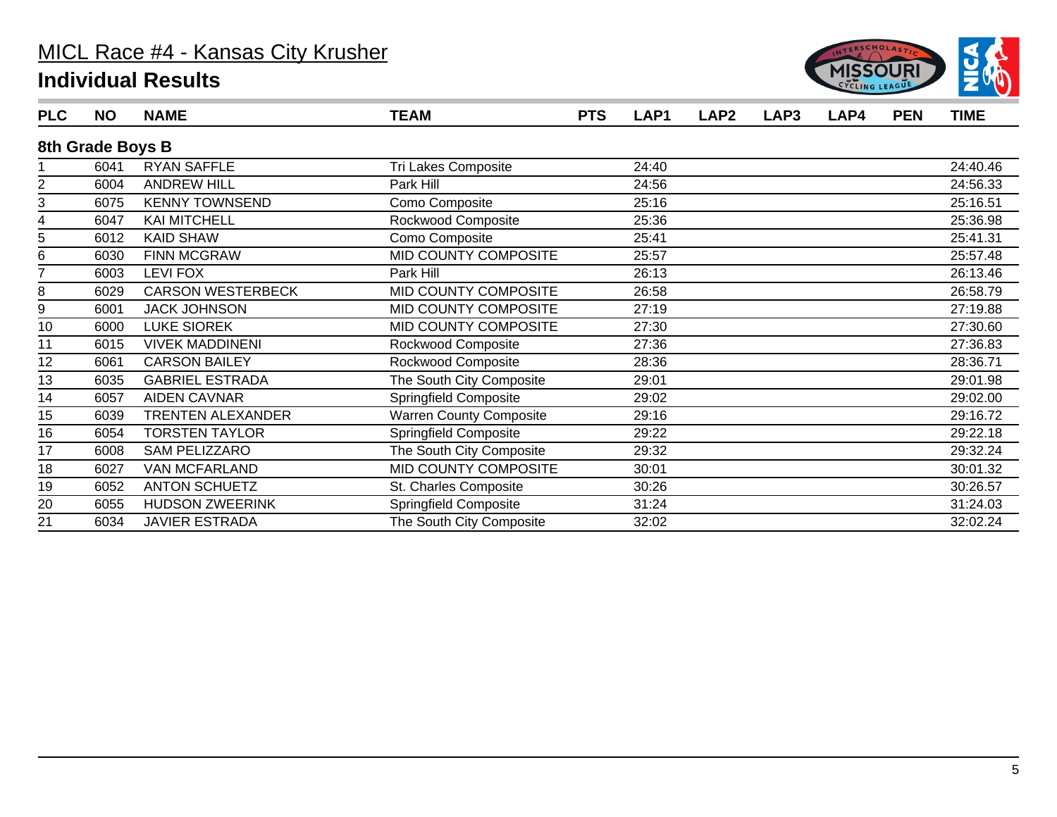# MICL Race #4 - Kansas City Krusher

## Individual Results

| PLC | NO | NAME | TEAM | PTS | LAP1 | LAP2 | LAP3 | LAP4 | PEN | TIME |
|---|---|---|---|---|---|---|---|---|---|---|
| **8th Grade Boys B** | | | | | | | | | | |
| 1 | 6041 | RYAN SAFFLE | Tri Lakes Composite | | 24:40 | | | | | 24:40.46 |
| 2 | 6004 | ANDREW HILL | Park Hill | | 24:56 | | | | | 24:56.33 |
| 3 | 6075 | KENNY TOWNSEND | Como Composite | | 25:16 | | | | | 25:16.51 |
| 4 | 6047 | KAI MITCHELL | Rockwood Composite | | 25:36 | | | | | 25:36.98 |
| 5 | 6012 | KAID SHAW | Como Composite | | 25:41 | | | | | 25:41.31 |
| 6 | 6030 | FINN MCGRAW | MID COUNTY COMPOSITE | | 25:57 | | | | | 25:57.48 |
| 7 | 6003 | LEVI FOX | Park Hill | | 26:13 | | | | | 26:13.46 |
| 8 | 6029 | CARSON WESTERBECK | MID COUNTY COMPOSITE | | 26:58 | | | | | 26:58.79 |
| 9 | 6001 | JACK JOHNSON | MID COUNTY COMPOSITE | | 27:19 | | | | | 27:19.88 |
| 10 | 6000 | LUKE SIOREK | MID COUNTY COMPOSITE | | 27:30 | | | | | 27:30.60 |
| 11 | 6015 | VIVEK MADDINENI | Rockwood Composite | | 27:36 | | | | | 27:36.83 |
| 12 | 6061 | CARSON BAILEY | Rockwood Composite | | 28:36 | | | | | 28:36.71 |
| 13 | 6035 | GABRIEL ESTRADA | The South City Composite | | 29:01 | | | | | 29:01.98 |
| 14 | 6057 | AIDEN CAVNAR | Springfield Composite | | 29:02 | | | | | 29:02.00 |
| 15 | 6039 | TRENTEN ALEXANDER | Warren County Composite | | 29:16 | | | | | 29:16.72 |
| 16 | 6054 | TORSTEN TAYLOR | Springfield Composite | | 29:22 | | | | | 29:22.18 |
| 17 | 6008 | SAM PELIZZARO | The South City Composite | | 29:32 | | | | | 29:32.24 |
| 18 | 6027 | VAN MCFARLAND | MID COUNTY COMPOSITE | | 30:01 | | | | | 30:01.32 |
| 19 | 6052 | ANTON SCHUETZ | St. Charles Composite | | 30:26 | | | | | 30:26.57 |
| 20 | 6055 | HUDSON ZWEERINK | Springfield Composite | | 31:24 | | | | | 31:24.03 |
| 21 | 6034 | JAVIER ESTRADA | The South City Composite | | 32:02 | | | | | 32:02.24 |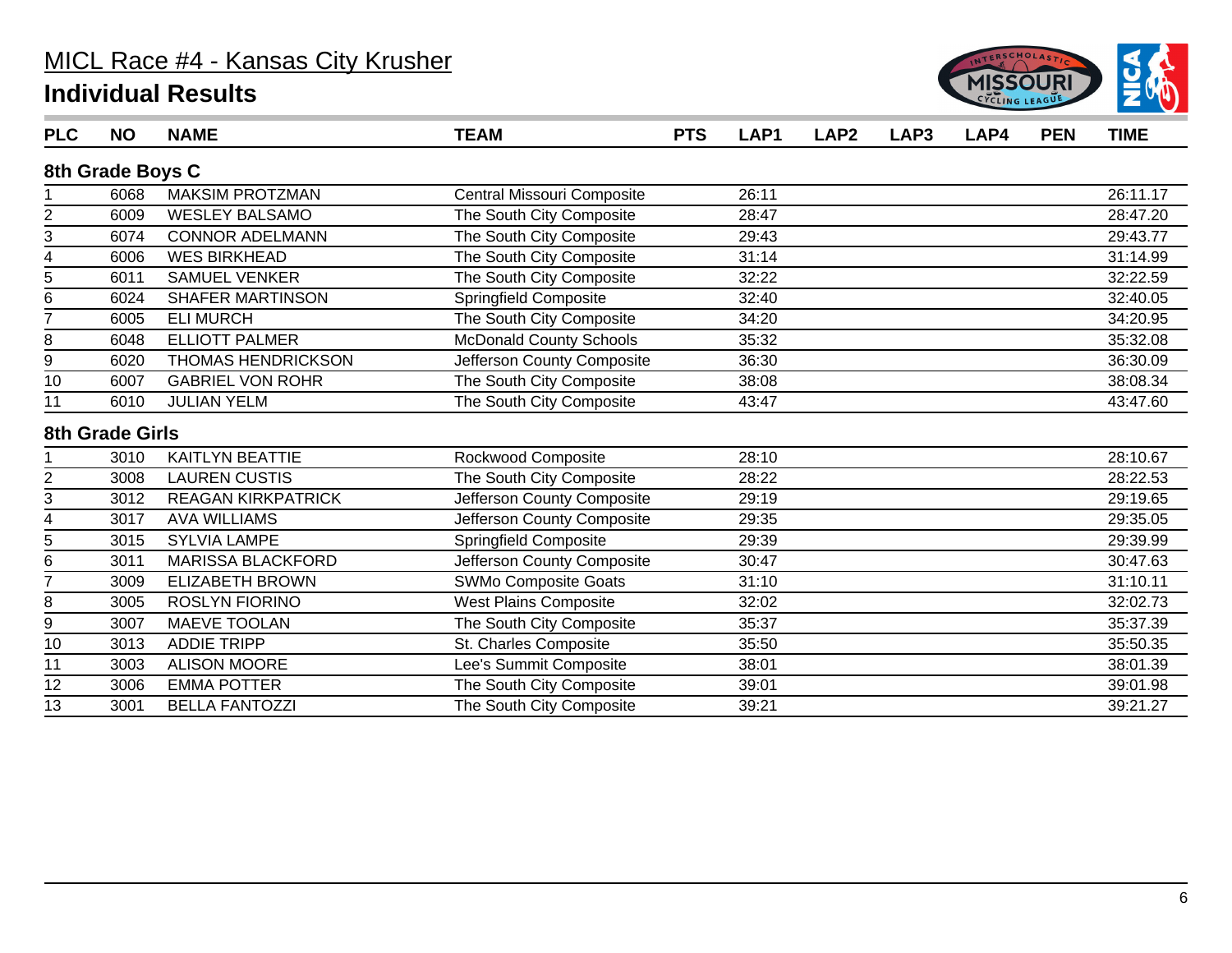# MICL Race #4 - Kansas City Krusher

## Individual Results

### 8th Grade Boys C

| PLC | NO | NAME | TEAM | PTS | LAP1 | LAP2 | LAP3 | LAP4 | PEN | TIME |
|---|---|---|---|---|---|---|---|---|---|---|
| 1 | 6068 | MAKSIM PROTZMAN | Central Missouri Composite | | 26:11 | | | | | 26:11.17 |
| 2 | 6009 | WESLEY BALSAMO | The South City Composite | | 28:47 | | | | | 28:47.20 |
| 3 | 6074 | CONNOR ADELMANN | The South City Composite | | 29:43 | | | | | 29:43.77 |
| 4 | 6006 | WES BIRKHEAD | The South City Composite | | 31:14 | | | | | 31:14.99 |
| 5 | 6011 | SAMUEL VENKER | The South City Composite | | 32:22 | | | | | 32:22.59 |
| 6 | 6024 | SHAFER MARTINSON | Springfield Composite | | 32:40 | | | | | 32:40.05 |
| 7 | 6005 | ELI MURCH | The South City Composite | | 34:20 | | | | | 34:20.95 |
| 8 | 6048 | ELLIOTT PALMER | McDonald County Schools | | 35:32 | | | | | 35:32.08 |
| 9 | 6020 | THOMAS HENDRICKSON | Jefferson County Composite | | 36:30 | | | | | 36:30.09 |
| 10 | 6007 | GABRIEL VON ROHR | The South City Composite | | 38:08 | | | | | 38:08.34 |
| 11 | 6010 | JULIAN YELM | The South City Composite | | 43:47 | | | | | 43:47.60 |

### 8th Grade Girls

| PLC | NO | NAME | TEAM | PTS | LAP1 | LAP2 | LAP3 | LAP4 | PEN | TIME |
|---|---|---|---|---|---|---|---|---|---|---|
| 1 | 3010 | KAITLYN BEATTIE | Rockwood Composite | | 28:10 | | | | | 28:10.67 |
| 2 | 3008 | LAUREN CUSTIS | The South City Composite | | 28:22 | | | | | 28:22.53 |
| 3 | 3012 | REAGAN KIRKPATRICK | Jefferson County Composite | | 29:19 | | | | | 29:19.65 |
| 4 | 3017 | AVA WILLIAMS | Jefferson County Composite | | 29:35 | | | | | 29:35.05 |
| 5 | 3015 | SYLVIA LAMPE | Springfield Composite | | 29:39 | | | | | 29:39.99 |
| 6 | 3011 | MARISSA BLACKFORD | Jefferson County Composite | | 30:47 | | | | | 30:47.63 |
| 7 | 3009 | ELIZABETH BROWN | SWMo Composite Goats | | 31:10 | | | | | 31:10.11 |
| 8 | 3005 | ROSLYN FIORINO | West Plains Composite | | 32:02 | | | | | 32:02.73 |
| 9 | 3007 | MAEVE TOOLAN | The South City Composite | | 35:37 | | | | | 35:37.39 |
| 10 | 3013 | ADDIE TRIPP | St. Charles Composite | | 35:50 | | | | | 35:50.35 |
| 11 | 3003 | ALISON MOORE | Lee's Summit Composite | | 38:01 | | | | | 38:01.39 |
| 12 | 3006 | EMMA POTTER | The South City Composite | | 39:01 | | | | | 39:01.98 |
| 13 | 3001 | BELLA FANTOZZI | The South City Composite | | 39:21 | | | | | 39:21.27 |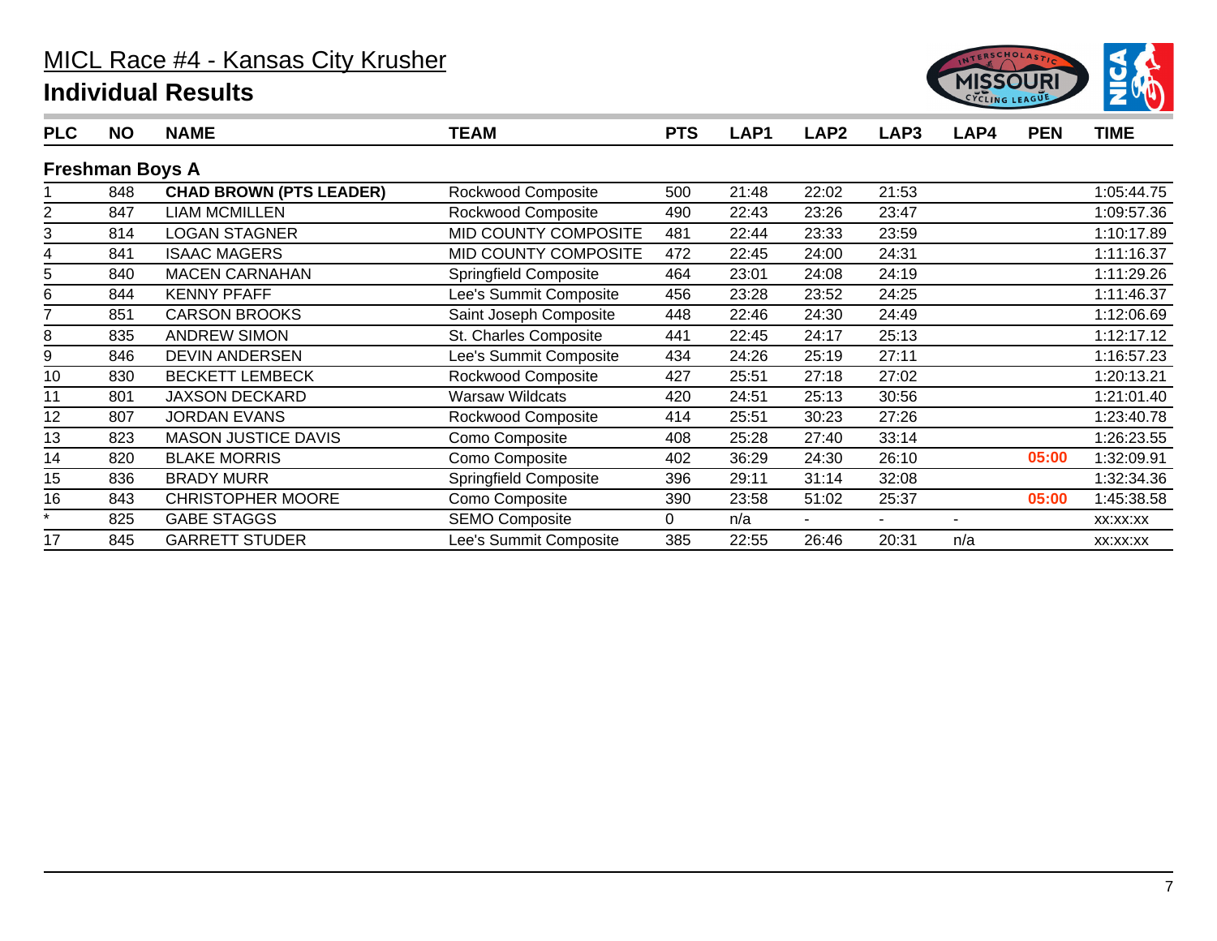# MICL Race #4 - Kansas City Krusher

## Individual Results

| PLC | NO | NAME | TEAM | PTS | LAP1 | LAP2 | LAP3 | LAP4 | PEN | TIME |
|---|---|---|---|---|---|---|---|---|---|---|
| **Freshman Boys A** | | | | | | | | | | |
| 1 | 848 | **CHAD BROWN (PTS LEADER)** | Rockwood Composite | 500 | 21:48 | 22:02 | 21:53 | | | 1:05:44.75 |
| 2 | 847 | LIAM MCMILLEN | Rockwood Composite | 490 | 22:43 | 23:26 | 23:47 | | | 1:09:57.36 |
| 3 | 814 | LOGAN STAGNER | MID COUNTY COMPOSITE | 481 | 22:44 | 23:33 | 23:59 | | | 1:10:17.89 |
| 4 | 841 | ISAAC MAGERS | MID COUNTY COMPOSITE | 472 | 22:45 | 24:00 | 24:31 | | | 1:11:16.37 |
| 5 | 840 | MACEN CARNAHAN | Springfield Composite | 464 | 23:01 | 24:08 | 24:19 | | | 1:11:29.26 |
| 6 | 844 | KENNY PFAFF | Lee's Summit Composite | 456 | 23:28 | 23:52 | 24:25 | | | 1:11:46.37 |
| 7 | 851 | CARSON BROOKS | Saint Joseph Composite | 448 | 22:46 | 24:30 | 24:49 | | | 1:12:06.69 |
| 8 | 835 | ANDREW SIMON | St. Charles Composite | 441 | 22:45 | 24:17 | 25:13 | | | 1:12:17.12 |
| 9 | 846 | DEVIN ANDERSEN | Lee's Summit Composite | 434 | 24:26 | 25:19 | 27:11 | | | 1:16:57.23 |
| 10 | 830 | BECKETT LEMBECK | Rockwood Composite | 427 | 25:51 | 27:18 | 27:02 | | | 1:20:13.21 |
| 11 | 801 | JAXSON DECKARD | Warsaw Wildcats | 420 | 24:51 | 25:13 | 30:56 | | | 1:21:01.40 |
| 12 | 807 | JORDAN EVANS | Rockwood Composite | 414 | 25:51 | 30:23 | 27:26 | | | 1:23:40.78 |
| 13 | 823 | MASON JUSTICE DAVIS | Como Composite | 408 | 25:28 | 27:40 | 33:14 | | | 1:26:23.55 |
| 14 | 820 | BLAKE MORRIS | Como Composite | 402 | 36:29 | 24:30 | 26:10 | | 05:00 | 1:32:09.91 |
| 15 | 836 | BRADY MURR | Springfield Composite | 396 | 29:11 | 31:14 | 32:08 | | | 1:32:34.36 |
| 16 | 843 | CHRISTOPHER MOORE | Como Composite | 390 | 23:58 | 51:02 | 25:37 | | 05:00 | 1:45:38.58 |
| * | 825 | GABE STAGGS | SEMO Composite | 0 | n/a | - | - | - | | xx:xx:xx |
| 17 | 845 | GARRETT STUDER | Lee's Summit Composite | 385 | 22:55 | 26:46 | 20:31 | n/a | | xx:xx:xx |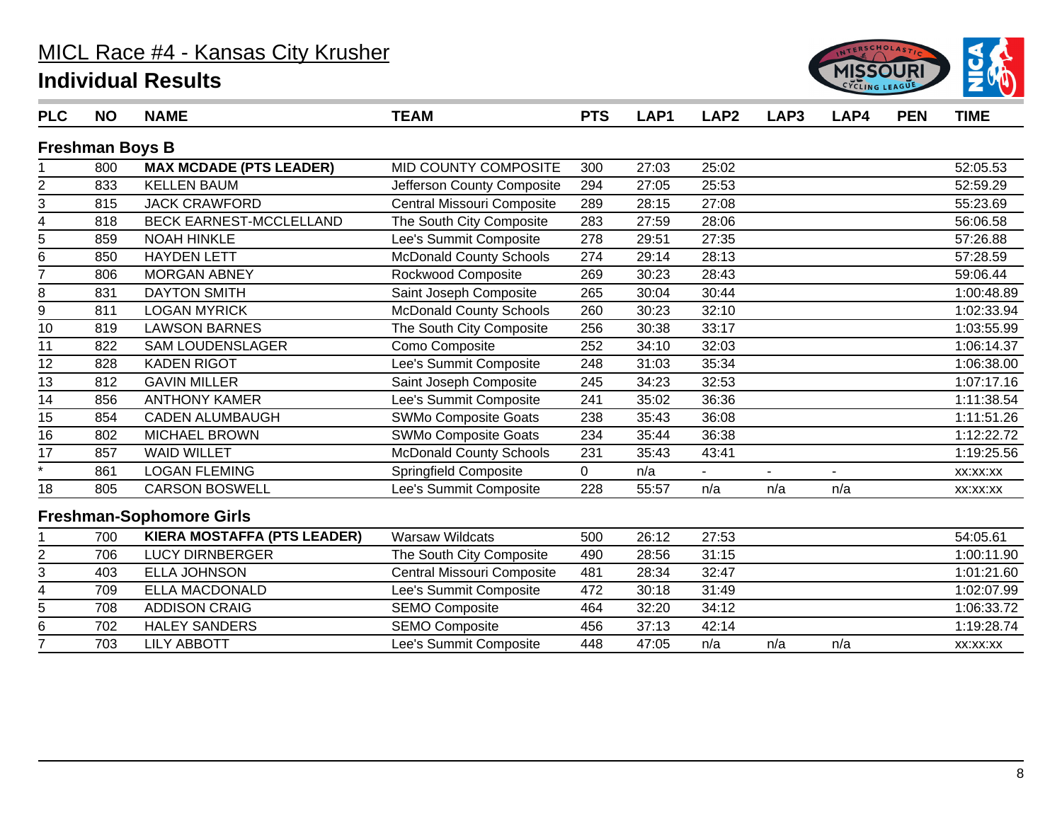# MICL Race #4 - Kansas City Krusher

## Individual Results

| PLC | NO | NAME | TEAM | PTS | LAP1 | LAP2 | LAP3 | LAP4 | PEN | TIME |
|---|---|---|---|---|---|---|---|---|---|---|
| **Freshman Boys B** | | | | | | | | | | |
| 1 | 800 | **MAX MCDADE (PTS LEADER)** | MID COUNTY COMPOSITE | 300 | 27:03 | 25:02 | | | | 52:05.53 |
| 2 | 833 | KELLEN BAUM | Jefferson County Composite | 294 | 27:05 | 25:53 | | | | 52:59.29 |
| 3 | 815 | JACK CRAWFORD | Central Missouri Composite | 289 | 28:15 | 27:08 | | | | 55:23.69 |
| 4 | 818 | BECK EARNEST-MCCLELLAND | The South City Composite | 283 | 27:59 | 28:06 | | | | 56:06.58 |
| 5 | 859 | NOAH HINKLE | Lee's Summit Composite | 278 | 29:51 | 27:35 | | | | 57:26.88 |
| 6 | 850 | HAYDEN LETT | McDonald County Schools | 274 | 29:14 | 28:13 | | | | 57:28.59 |
| 7 | 806 | MORGAN ABNEY | Rockwood Composite | 269 | 30:23 | 28:43 | | | | 59:06.44 |
| 8 | 831 | DAYTON SMITH | Saint Joseph Composite | 265 | 30:04 | 30:44 | | | | 1:00:48.89 |
| 9 | 811 | LOGAN MYRICK | McDonald County Schools | 260 | 30:23 | 32:10 | | | | 1:02:33.94 |
| 10 | 819 | LAWSON BARNES | The South City Composite | 256 | 30:38 | 33:17 | | | | 1:03:55.99 |
| 11 | 822 | SAM LOUDENSLAGER | Como Composite | 252 | 34:10 | 32:03 | | | | 1:06:14.37 |
| 12 | 828 | KADEN RIGOT | Lee's Summit Composite | 248 | 31:03 | 35:34 | | | | 1:06:38.00 |
| 13 | 812 | GAVIN MILLER | Saint Joseph Composite | 245 | 34:23 | 32:53 | | | | 1:07:17.16 |
| 14 | 856 | ANTHONY KAMER | Lee's Summit Composite | 241 | 35:02 | 36:36 | | | | 1:11:38.54 |
| 15 | 854 | CADEN ALUMBAUGH | SWMo Composite Goats | 238 | 35:43 | 36:08 | | | | 1:11:51.26 |
| 16 | 802 | MICHAEL BROWN | SWMo Composite Goats | 234 | 35:44 | 36:38 | | | | 1:12:22.72 |
| 17 | 857 | WAID WILLET | McDonald County Schools | 231 | 35:43 | 43:41 | | | | 1:19:25.56 |
| * | 861 | LOGAN FLEMING | Springfield Composite | 0 | n/a | - | - | - | | xx:xx:xx |
| 18 | 805 | CARSON BOSWELL | Lee's Summit Composite | 228 | 55:57 | n/a | n/a | n/a | | xx:xx:xx |
| **Freshman-Sophomore Girls** | | | | | | | | | | |
| 1 | 700 | **KIERA MOSTAFFA (PTS LEADER)** | Warsaw Wildcats | 500 | 26:12 | 27:53 | | | | 54:05.61 |
| 2 | 706 | LUCY DIRNBERGER | The South City Composite | 490 | 28:56 | 31:15 | | | | 1:00:11.90 |
| 3 | 403 | ELLA JOHNSON | Central Missouri Composite | 481 | 28:34 | 32:47 | | | | 1:01:21.60 |
| 4 | 709 | ELLA MACDONALD | Lee's Summit Composite | 472 | 30:18 | 31:49 | | | | 1:02:07.99 |
| 5 | 708 | ADDISON CRAIG | SEMO Composite | 464 | 32:20 | 34:12 | | | | 1:06:33.72 |
| 6 | 702 | HALEY SANDERS | SEMO Composite | 456 | 37:13 | 42:14 | | | | 1:19:28.74 |
| 7 | 703 | LILY ABBOTT | Lee's Summit Composite | 448 | 47:05 | n/a | n/a | n/a | | xx:xx:xx |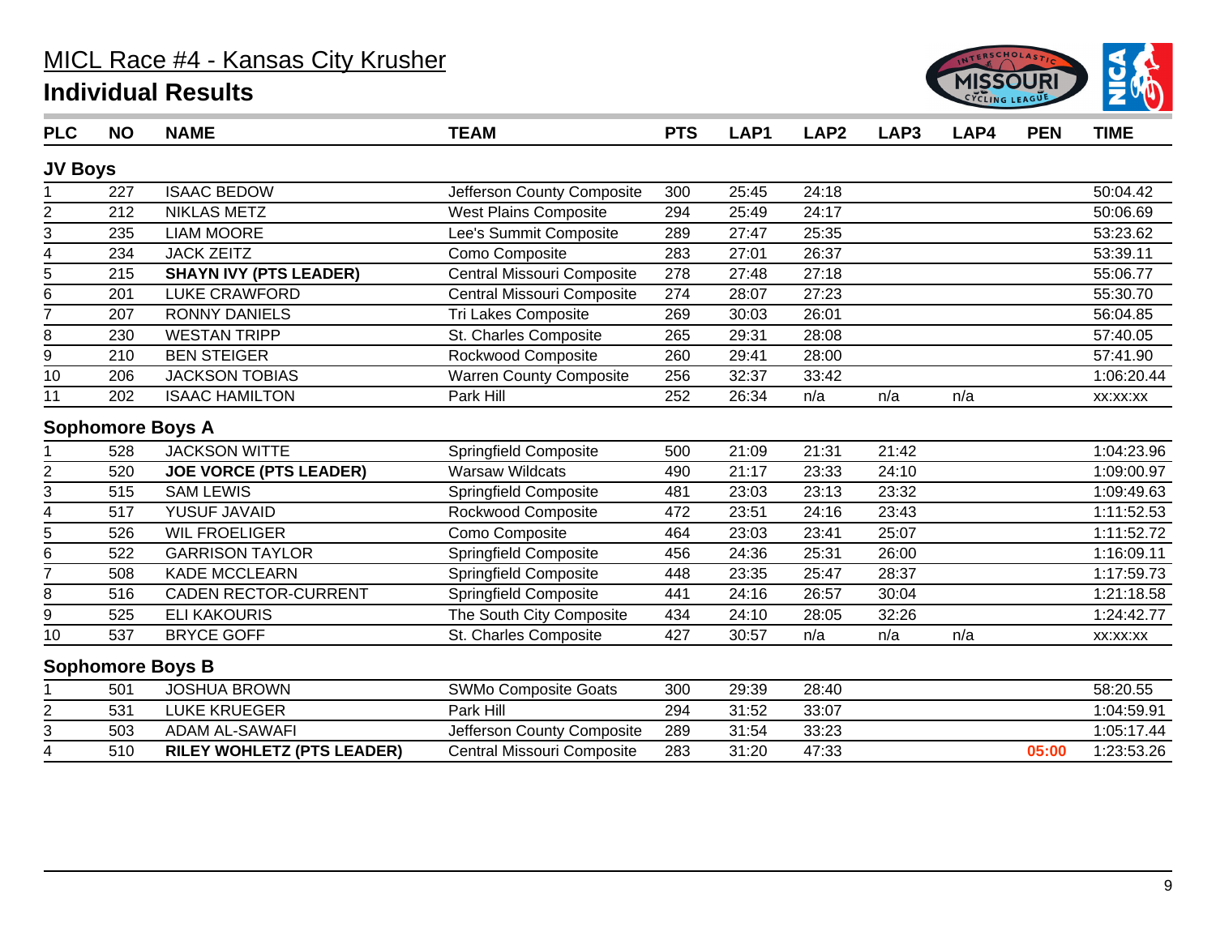# MICL Race #4 - Kansas City Krusher

## Individual Results

| PLC | NO | NAME | TEAM | PTS | LAP1 | LAP2 | LAP3 | LAP4 | PEN | TIME |
|---|---|---|---|---|---|---|---|---|---|---|
| **JV Boys** | | | | | | | | | | |
| 1 | 227 | ISAAC BEDOW | Jefferson County Composite | 300 | 25:45 | 24:18 | | | | 50:04.42 |
| 2 | 212 | NIKLAS METZ | West Plains Composite | 294 | 25:49 | 24:17 | | | | 50:06.69 |
| 3 | 235 | LIAM MOORE | Lee's Summit Composite | 289 | 27:47 | 25:35 | | | | 53:23.62 |
| 4 | 234 | JACK ZEITZ | Como Composite | 283 | 27:01 | 26:37 | | | | 53:39.11 |
| 5 | 215 | **SHAYN IVY (PTS LEADER)** | Central Missouri Composite | 278 | 27:48 | 27:18 | | | | 55:06.77 |
| 6 | 201 | LUKE CRAWFORD | Central Missouri Composite | 274 | 28:07 | 27:23 | | | | 55:30.70 |
| 7 | 207 | RONNY DANIELS | Tri Lakes Composite | 269 | 30:03 | 26:01 | | | | 56:04.85 |
| 8 | 230 | WESTAN TRIPP | St. Charles Composite | 265 | 29:31 | 28:08 | | | | 57:40.05 |
| 9 | 210 | BEN STEIGER | Rockwood Composite | 260 | 29:41 | 28:00 | | | | 57:41.90 |
| 10 | 206 | JACKSON TOBIAS | Warren County Composite | 256 | 32:37 | 33:42 | | | | 1:06:20.44 |
| 11 | 202 | ISAAC HAMILTON | Park Hill | 252 | 26:34 | n/a | n/a | n/a | | xx:xx:xx |
| **Sophomore Boys A** | | | | | | | | | | |
| 1 | 528 | JACKSON WITTE | Springfield Composite | 500 | 21:09 | 21:31 | 21:42 | | | 1:04:23.96 |
| 2 | 520 | **JOE VORCE (PTS LEADER)** | Warsaw Wildcats | 490 | 21:17 | 23:33 | 24:10 | | | 1:09:00.97 |
| 3 | 515 | SAM LEWIS | Springfield Composite | 481 | 23:03 | 23:13 | 23:32 | | | 1:09:49.63 |
| 4 | 517 | YUSUF JAVAID | Rockwood Composite | 472 | 23:51 | 24:16 | 23:43 | | | 1:11:52.53 |
| 5 | 526 | WIL FROELIGER | Como Composite | 464 | 23:03 | 23:41 | 25:07 | | | 1:11:52.72 |
| 6 | 522 | GARRISON TAYLOR | Springfield Composite | 456 | 24:36 | 25:31 | 26:00 | | | 1:16:09.11 |
| 7 | 508 | KADE MCCLEARN | Springfield Composite | 448 | 23:35 | 25:47 | 28:37 | | | 1:17:59.73 |
| 8 | 516 | CADEN RECTOR-CURRENT | Springfield Composite | 441 | 24:16 | 26:57 | 30:04 | | | 1:21:18.58 |
| 9 | 525 | ELI KAKOURIS | The South City Composite | 434 | 24:10 | 28:05 | 32:26 | | | 1:24:42.77 |
| 10 | 537 | BRYCE GOFF | St. Charles Composite | 427 | 30:57 | n/a | n/a | n/a | | xx:xx:xx |
| **Sophomore Boys B** | | | | | | | | | | |
| 1 | 501 | JOSHUA BROWN | SWMo Composite Goats | 300 | 29:39 | 28:40 | | | | 58:20.55 |
| 2 | 531 | LUKE KRUEGER | Park Hill | 294 | 31:52 | 33:07 | | | | 1:04:59.91 |
| 3 | 503 | ADAM AL-SAWAFI | Jefferson County Composite | 289 | 31:54 | 33:23 | | | | 1:05:17.44 |
| 4 | 510 | **RILEY WOHLETZ (PTS LEADER)** | Central Missouri Composite | 283 | 31:20 | 47:33 | | | 05:00 | 1:23:53.26 |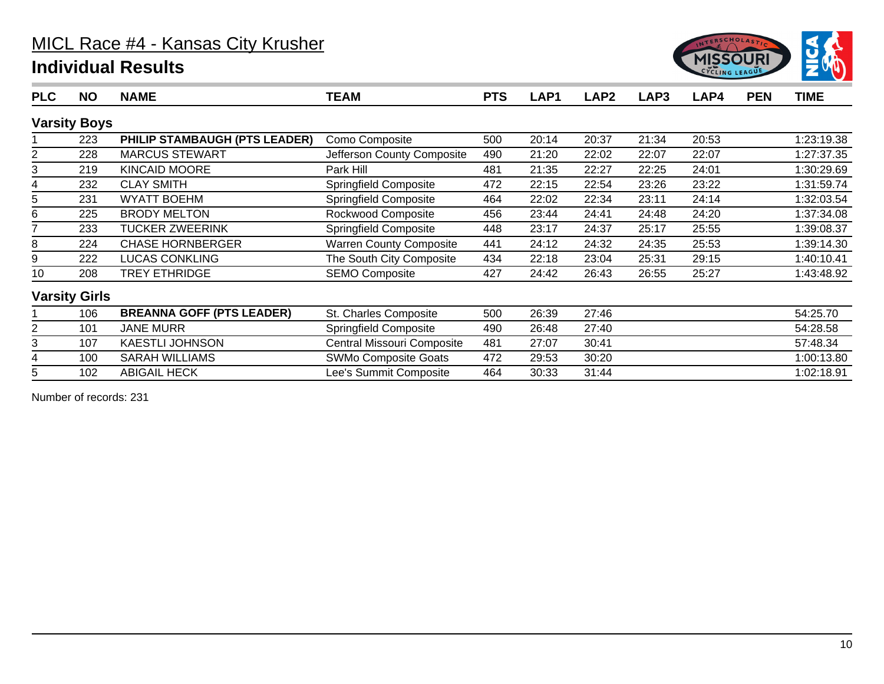# MICL Race #4 - Kansas City Krusher

## Individual Results

| PLC | NO | NAME | TEAM | PTS | LAP1 | LAP2 | LAP3 | LAP4 | PEN | TIME |
|---|---|---|---|---|---|---|---|---|---|---|
| **Varsity Boys** | | | | | | | | | | |
| 1 | 223 | **PHILIP STAMBAUGH (PTS LEADER)** | Como Composite | 500 | 20:14 | 20:37 | 21:34 | 20:53 | | 1:23:19.38 |
| 2 | 228 | MARCUS STEWART | Jefferson County Composite | 490 | 21:20 | 22:02 | 22:07 | 22:07 | | 1:27:37.35 |
| 3 | 219 | KINCAID MOORE | Park Hill | 481 | 21:35 | 22:27 | 22:25 | 24:01 | | 1:30:29.69 |
| 4 | 232 | CLAY SMITH | Springfield Composite | 472 | 22:15 | 22:54 | 23:26 | 23:22 | | 1:31:59.74 |
| 5 | 231 | WYATT BOEHM | Springfield Composite | 464 | 22:02 | 22:34 | 23:11 | 24:14 | | 1:32:03.54 |
| 6 | 225 | BRODY MELTON | Rockwood Composite | 456 | 23:44 | 24:41 | 24:48 | 24:20 | | 1:37:34.08 |
| 7 | 233 | TUCKER ZWEERINK | Springfield Composite | 448 | 23:17 | 24:37 | 25:17 | 25:55 | | 1:39:08.37 |
| 8 | 224 | CHASE HORNBERGER | Warren County Composite | 441 | 24:12 | 24:32 | 24:35 | 25:53 | | 1:39:14.30 |
| 9 | 222 | LUCAS CONKLING | The South City Composite | 434 | 22:18 | 23:04 | 25:31 | 29:15 | | 1:40:10.41 |
| 10 | 208 | TREY ETHRIDGE | SEMO Composite | 427 | 24:42 | 26:43 | 26:55 | 25:27 | | 1:43:48.92 |
| **Varsity Girls** | | | | | | | | | | |
| 1 | 106 | **BREANNA GOFF (PTS LEADER)** | St. Charles Composite | 500 | 26:39 | 27:46 | | | | 54:25.70 |
| 2 | 101 | JANE MURR | Springfield Composite | 490 | 26:48 | 27:40 | | | | 54:28.58 |
| 3 | 107 | KAESTLI JOHNSON | Central Missouri Composite | 481 | 27:07 | 30:41 | | | | 57:48.34 |
| 4 | 100 | SARAH WILLIAMS | SWMo Composite Goats | 472 | 29:53 | 30:20 | | | | 1:00:13.80 |
| 5 | 102 | ABIGAIL HECK | Lee's Summit Composite | 464 | 30:33 | 31:44 | | | | 1:02:18.91 |

Number of records: 231